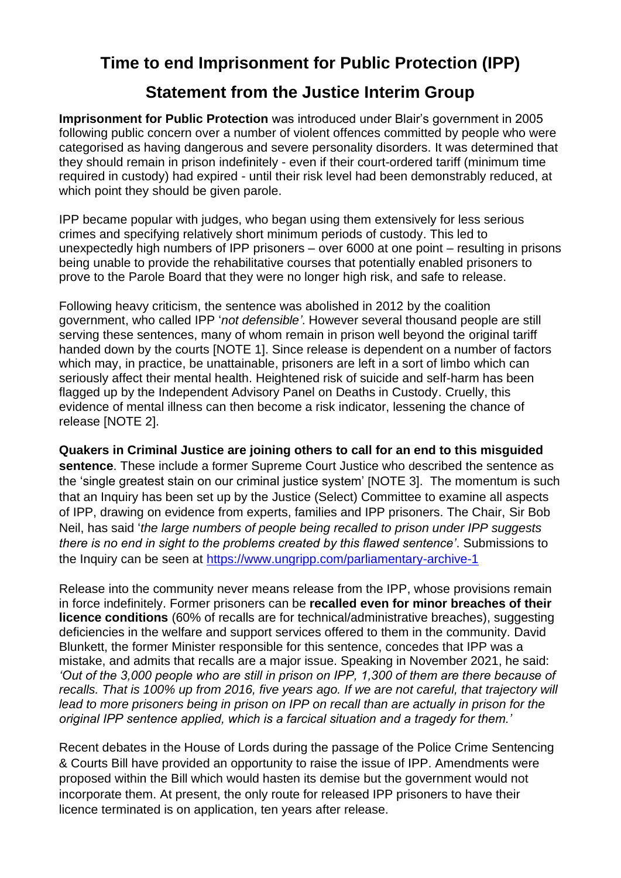# Time to end Imprisonment for Public Protection (IPP)

## Statement from the Justice Interim Group

**Imprisonment for Public Protection** was introduced under Blair's government in 2005 following public concern over a number of violent offences committed by people who were categorised as having dangerous and severe personality disorders. It was determined that they should remain in prison indefinitely - even if their court-ordered tariff (minimum time required in custody) had expired - until their risk level had been demonstrably reduced, at which point they should be given parole.

IPP became popular with judges, who began using them extensively for less serious crimes and specifying relatively short minimum periods of custody. This led to unexpectedly high numbers of IPP prisoners – over 6000 at one point – resulting in prisons being unable to provide the rehabilitative courses that potentially enabled prisoners to prove to the Parole Board that they were no longer high risk, and safe to release.

Following heavy criticism, the sentence was abolished in 2012 by the coalition government, who called IPP '*not defensible'*. However several thousand people are still serving these sentences, many of whom remain in prison well beyond the original tariff handed down by the courts [NOTE 1]. Since release is dependent on a number of factors which may, in practice, be unattainable, prisoners are left in a sort of limbo which can seriously affect their mental health. Heightened risk of suicide and self-harm has been flagged up by the Independent Advisory Panel on Deaths in Custody. Cruelly, this evidence of mental illness can then become a risk indicator, lessening the chance of release [NOTE 2].

**Quakers in Criminal Justice are joining others to call for an end to this misguided sentence**. These include a former Supreme Court Justice who described the sentence as the 'single greatest stain on our criminal justice system' [NOTE 3]. The momentum is such that an Inquiry has been set up by the Justice (Select) Committee to examine all aspects of IPP, drawing on evidence from experts, families and IPP prisoners. The Chair, Sir Bob Neil, has said '*the large numbers of people being recalled to prison under IPP suggests there is no end in sight to the problems created by this flawed sentence'*. Submissions to the Inquiry can be seen at https://www.ungripp.com/parliamentary-archive-1

Release into the community never means release from the IPP, whose provisions remain in force indefinitely. Former prisoners can be **recalled even for minor breaches of their licence conditions** (60% of recalls are for technical/administrative breaches), suggesting deficiencies in the welfare and support services offered to them in the community. David Blunkett, the former Minister responsible for this sentence, concedes that IPP was a mistake, and admits that recalls are a major issue. Speaking in November 2021, he said: *'Out of the 3,000 people who are still in prison on IPP, 1,300 of them are there because of recalls. That is 100% up from 2016, five years ago. If we are not careful, that trajectory will lead to more prisoners being in prison on IPP on recall than are actually in prison for the original IPP sentence applied, which is a farcical situation and a tragedy for them.'*

Recent debates in the House of Lords during the passage of the Police Crime Sentencing & Courts Bill have provided an opportunity to raise the issue of IPP. Amendments were proposed within the Bill which would hasten its demise but the government would not incorporate them. At present, the only route for released IPP prisoners to have their licence terminated is on application, ten years after release.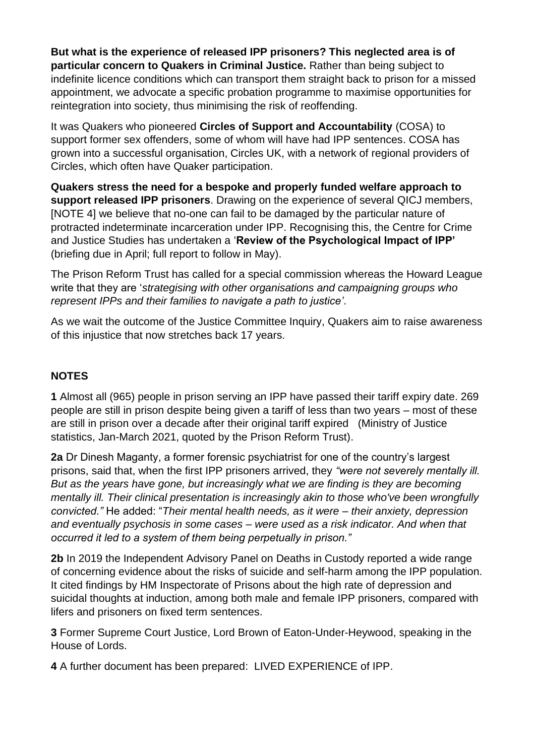**But what is the experience of released IPP prisoners? This neglected area is of particular concern to Quakers in Criminal Justice.** Rather than being subject to indefinite licence conditions which can transport them straight back to prison for a missed appointment, we advocate a specific probation programme to maximise opportunities for reintegration into society, thus minimising the risk of reoffending.

It was Quakers who pioneered **Circles of Support and Accountability** (COSA) to support former sex offenders, some of whom will have had IPP sentences. COSA has grown into a successful organisation, Circles UK, with a network of regional providers of Circles, which often have Quaker participation.

**Quakers stress the need for a bespoke and properly funded welfare approach to support released IPP prisoners**. Drawing on the experience of several QICJ members, [NOTE 4] we believe that no-one can fail to be damaged by the particular nature of protracted indeterminate incarceration under IPP. Recognising this, the Centre for Crime and Justice Studies has undertaken a '**Review of the Psychological Impact of IPP'** (briefing due in April; full report to follow in May).

The Prison Reform Trust has called for a special commission whereas the Howard League write that they are '*strategising with other organisations and campaigning groups who represent IPPs and their families to navigate a path to justice'*.

As we wait the outcome of the Justice Committee Inquiry, Quakers aim to raise awareness of this injustice that now stretches back 17 years.

## NOTES

**1** Almost all (965) people in prison serving an IPP have passed their tariff expiry date. 269 people are still in prison despite being given a tariff of less than two years – most of these are still in prison over a decade after their original tariff expired (Ministry of Justice statistics, Jan-March 2021, quoted by the Prison Reform Trust).

**2a** Dr Dinesh Maganty, a former forensic psychiatrist for one of the country's largest prisons, said that, when the first IPP prisoners arrived, they *"were not severely mentally ill. But as the years have gone, but increasingly what we are finding is they are becoming mentally ill. Their clinical presentation is increasingly akin to those who've been wrongfully convicted."* He added: "*Their mental health needs, as it were – their anxiety, depression and eventually psychosis in some cases – were used as a risk indicator. And when that occurred it led to a system of them being perpetually in prison."*

**2b** In 2019 the Independent Advisory Panel on Deaths in Custody reported a wide range of concerning evidence about the risks of suicide and self-harm among the IPP population. It cited findings by HM Inspectorate of Prisons about the high rate of depression and suicidal thoughts at induction, among both male and female IPP prisoners, compared with lifers and prisoners on fixed term sentences.

**3** Former Supreme Court Justice, Lord Brown of Eaton-Under-Heywood, speaking in the House of Lords.

**4** A further document has been prepared: LIVED EXPERIENCE of IPP.